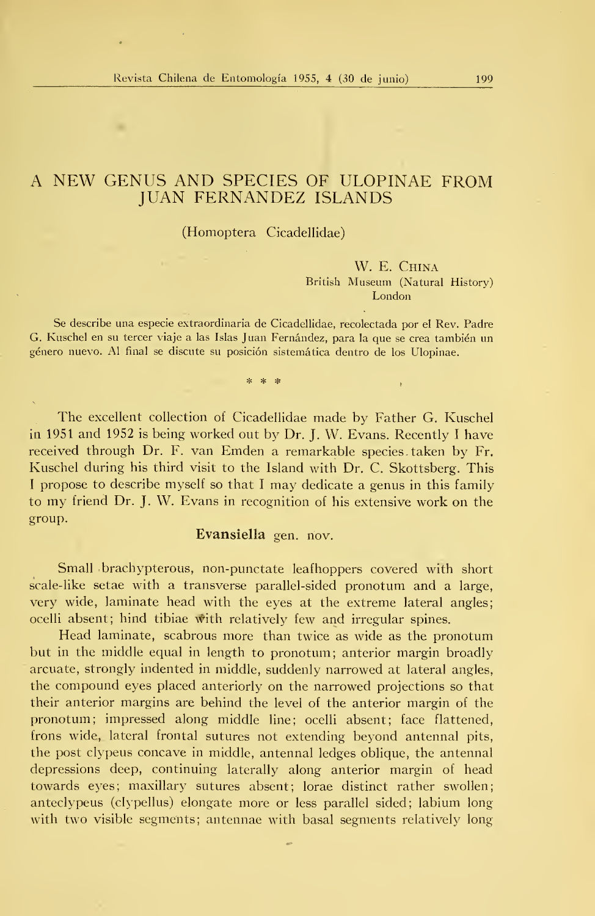# A NEW GENUS AND SPECIES OF ULOPINAE FROM JUAN FERNANDEZ ISLANDS

(Homoptera Cicadellidae)

W. E. China
British Museum (Natural History)
London

Se describe una especie extraordinaria de Cicadellidae, recolectada por el Rev. Padre G. Kuschel en su tercer viaje a las Islas Juan Fernández, para la que se crea también un género nuevo. Al final se discute su posición sistemática dentro de los Ulopinae.

\* \* \*

The excellent collection of Cicadellidae made by Father G. Kuschel in 1951 and 1952 is being worked out by Dr. J. W. Evans. Recently I have received through Dr. F. van Emden a remarkable species taken by Fr. Kuschel during his third visit to the Island with Dr. C. Skottsberg. This I propose to describe myself so that I may dedicate a genus in this family to my friend Dr. J. W. Evans in recognition of his extensive work on the group.

## Evansiella gen. nov.

Small brachypterous, non-punctate leafhoppers covered with short scale-like setae with a transverse parallel-sided pronotum and a large, very wide, laminate head with the eyes at the extreme lateral angles; ocelli absent; hind tibiae with relatively few and irregular spines.

Head laminate, scabrous more than twice as wide as the pronotum but in the middle equal in length to pronotum; anterior margin broadly arcuate, strongly indented in middle, suddenly narrowed at lateral angles, the compound eyes placed anteriorly on the narrowed projections so that their anterior margins are behind the level of the anterior margin of the pronotum; impressed along middle line; ocelli absent; face flattened, frons wide, lateral frontal sutures not extending beyond antennal pits, the post clypeus concave in middle, antennal ledges oblique, the antennal depressions deep, continuing laterally along anterior margin of head towards eyes; maxillary sutures absent; lorae distinct rather swollen; anteclypeus (clypellus) elongate more or less parallel sided; labium long with two visible segments; antennae with basal segments relatively long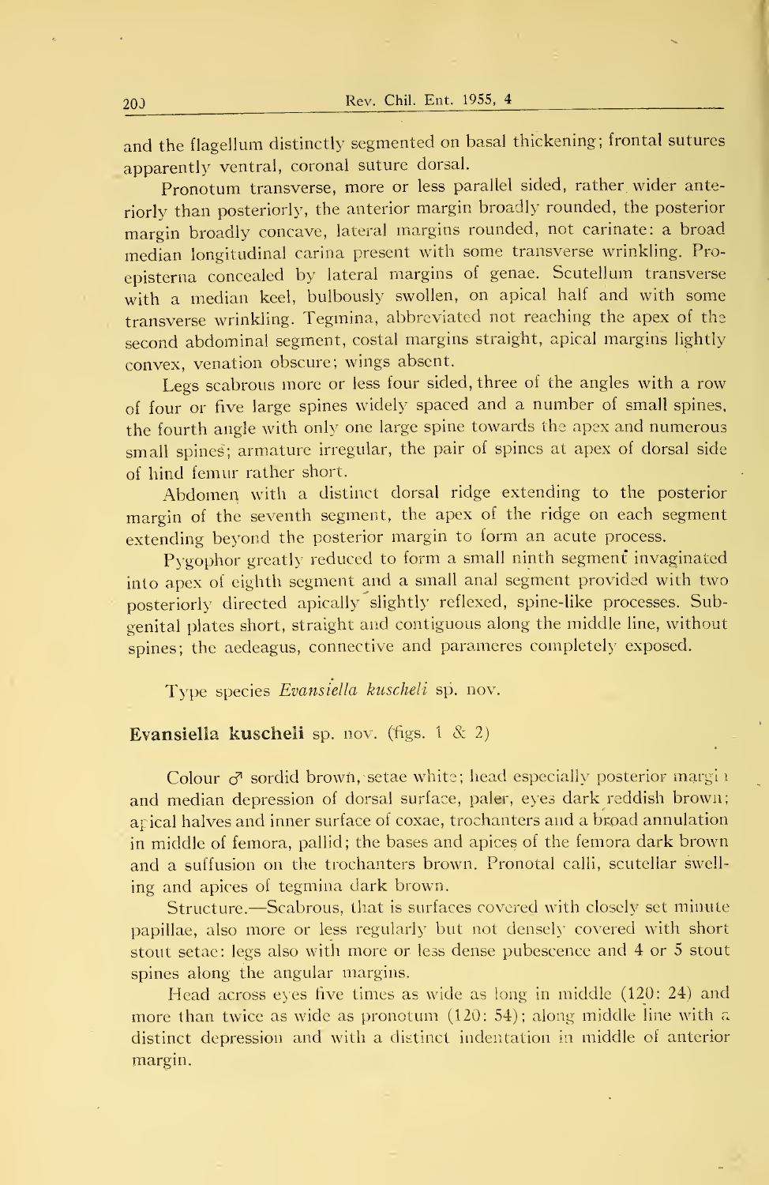and the flagellum distinctly segmented on basal thickening; frontal sutures apparently ventral, coronal suture dorsal.

Pronotum transverse, more or less parallel sided, rather wider anteriorly than posteriorly, the anterior margin broadly rounded, the posterior margin broadly concave, lateral margins rounded, not carinate: a broad median longitudinal carina present with some transverse wrinkling. Proepisterna concealed by lateral margins of genae. Scutellum transverse with a median keel, bulbously swollen, on apical half and with some transverse wrinkling. Tegmina, abbreviated not reaching the apex of the second abdominal segment, costal margins straight, apical margins lightly convex, venation obscure; wings absent.

Legs scabrous more or less four sided, three of the angles with a row of four or five large spines widely spaced and a number of small spines, the fourth angle with only one large spine towards the apex and numerous small spines; armature irregular, the pair of spines at apex of dorsal side of hind femur rather short.

Abdomen with a distinct dorsal ridge extending to the posterior margin of the seventh segment, the apex of the ridge on each segment extending beyond the posterior margin to form an acute process.

Pygophor greatly reduced to form a small ninth segment invaginated into apex of eighth segment and a small anal segment provided with two posteriorly directed apically slightly reflexed, spine-like processes. Subgenital plates short, straight and contiguous along the middle line, without spines; the aedeagus, connective and parameres completely exposed.

Type species *Evansiella kuscheli* sp. nov.

**Evansiella kuscheli** sp. nov. (figs. 1 & 2)

Colour ♂ sordid brown, setae white; head especially posterior margin and median depression of dorsal surface, paler, eyes dark reddish brown; apical halves and inner surface of coxae, trochanters and a broad annulation in middle of femora, pallid; the bases and apices of the femora dark brown and a suffusion on the trochanters brown. Pronotal calli, scutellar swelling and apices of tegmina dark brown.

Structure.—Scabrous, that is surfaces covered with closely set minute papillae, also more or less regularly but not densely covered with short stout setae: legs also with more or less dense pubescence and 4 or 5 stout spines along the angular margins.

Head across eyes five times as wide as long in middle (120: 24) and more than twice as wide as pronotum (120: 54); along middle line with a distinct depression and with a distinct indentation in middle of anterior margin.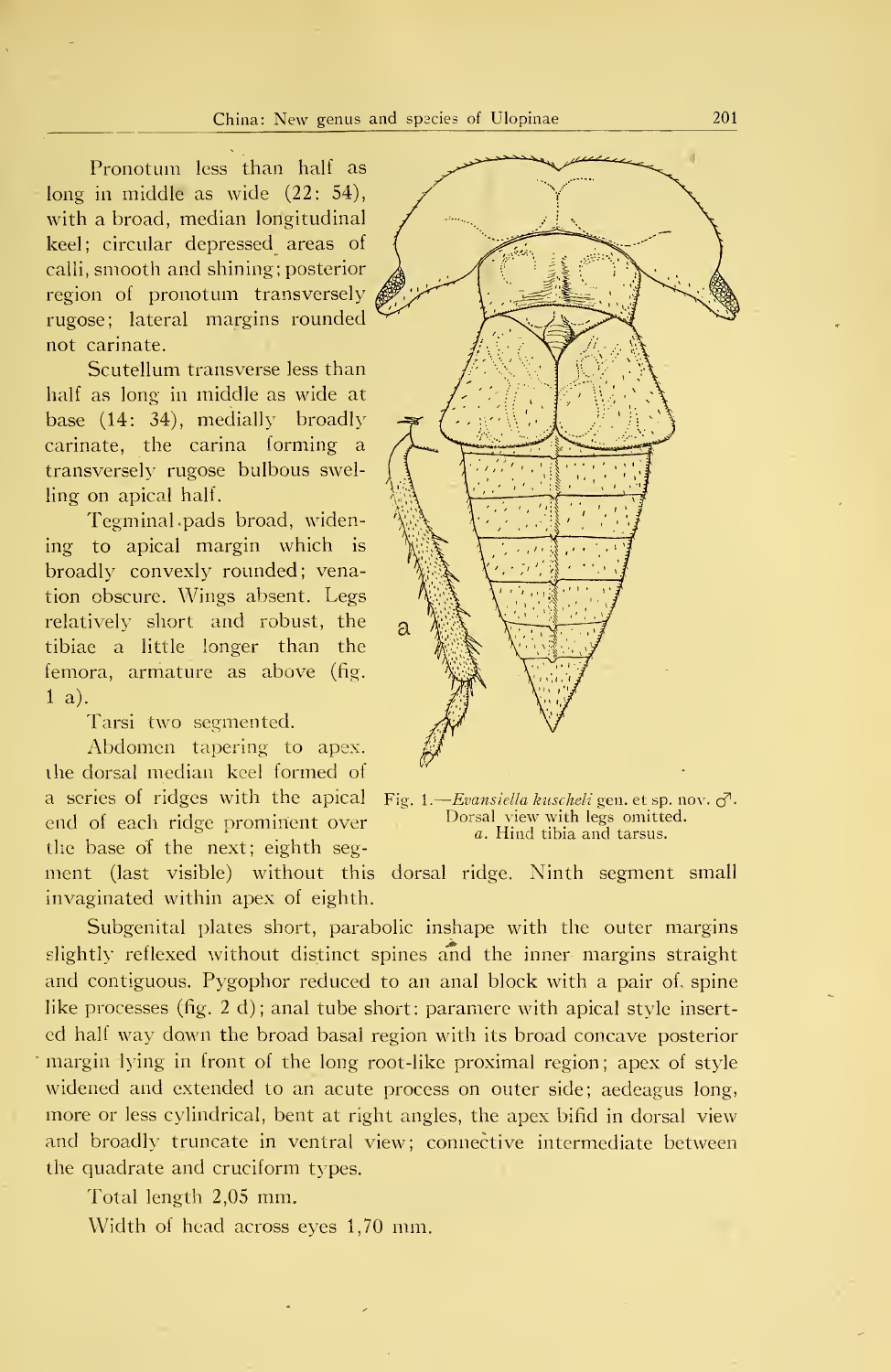Pronotum less than half as long in middle as wide (22: 54), with a broad, median longitudinal keel; circular depressed areas of calli, smooth and shining; posterior region of pronotum transversely rugose; lateral margins rounded not carinate.

Scutellum transverse less than half as long in middle as wide at base (14: 34), medially broadly carinate, the carina forming a transversely rugose bulbous swelling on apical half.

Tegminal pads broad, widening to apical margin which is broadly convexly rounded; venation obscure. Wings absent. Legs relatively short and robust, the tibiae a little longer than the femora, armature as above (fig. 1 a).

Tarsi two segmented.

Abdomen tapering to apex. the dorsal median keel formed of a series of ridges with the apical end of each ridge prominent over the base of the next; eighth segment (last visible) without this dorsal ridge. Ninth segment small invaginated within apex of eighth.

Fig. 1.—*Evansiella kuscheli* gen. et sp. nov. ♂. Dorsal view with legs omitted. *a*. Hind tibia and tarsus.

Subgenital plates short, parabolic inshape with the outer margins slightly reflexed without distinct spines and the inner margins straight and contiguous. Pygophor reduced to an anal block with a pair of spine like processes (fig. 2 d); anal tube short: paramere with apical style inserted half way down the broad basal region with its broad concave posterior margin lying in front of the long root-like proximal region; apex of style widened and extended to an acute process on outer side; aedeagus long, more or less cylindrical, bent at right angles, the apex bifid in dorsal view and broadly truncate in ventral view; connective intermediate between the quadrate and cruciform types.

Total length 2,05 mm.

Width of head across eyes 1,70 mm.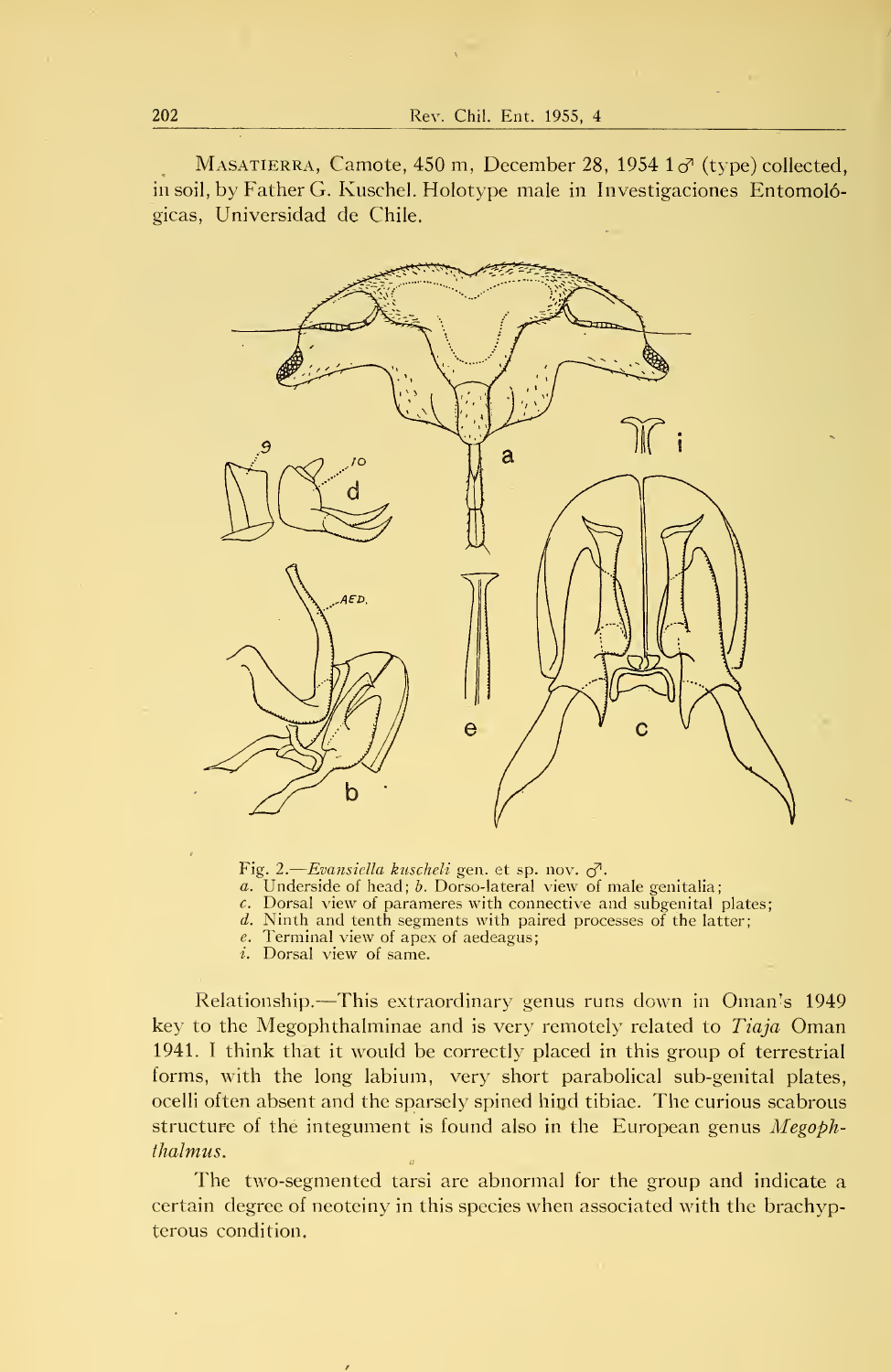MASATIERRA, Camote, 450 m, December 28, 1954 1♂ (type) collected, in soil, by Father G. Kuschel. Holotype male in Investigaciones Entomológicas, Universidad de Chile.

Fig. 2.—*Evansiella kuscheli* gen. et sp. nov. ♂.
*a.* Underside of head; *b.* Dorso-lateral view of male genitalia;
*c.* Dorsal view of parameres with connective and subgenital plates;
*d.* Ninth and tenth segments with paired processes of the latter;
*e.* Terminal view of apex of aedeagus;
*i.* Dorsal view of same.

Relationship.—This extraordinary genus runs down in Oman's 1949 key to the Megophthalminae and is very remotely related to *Tiaja* Oman 1941. I think that it would be correctly placed in this group of terrestrial forms, with the long labium, very short parabolical sub-genital plates, ocelli often absent and the sparsely spined hind tibiae. The curious scabrous structure of the integument is found also in the European genus *Megophthalmus*.

The two-segmented tarsi are abnormal for the group and indicate a certain degree of neoteiny in this species when associated with the brachypterous condition.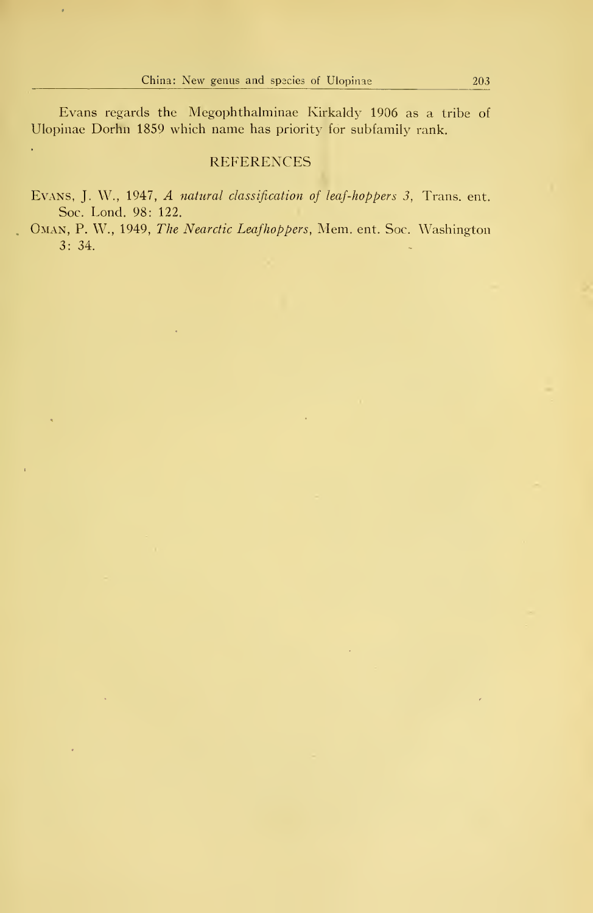Evans regards the Megophthalminae Kirkaldy 1906 as a tribe of Ulopinae Dorhn 1859 which name has priority for subfamily rank.

## REFERENCES

EVANS, J. W., 1947, *A natural classification of leaf-hoppers 3,* Trans. ent. Soc. Lond. 98: 122.

OMAN, P. W., 1949, *The Nearctic Leafhoppers,* Mem. ent. Soc. Washington 3: 34.